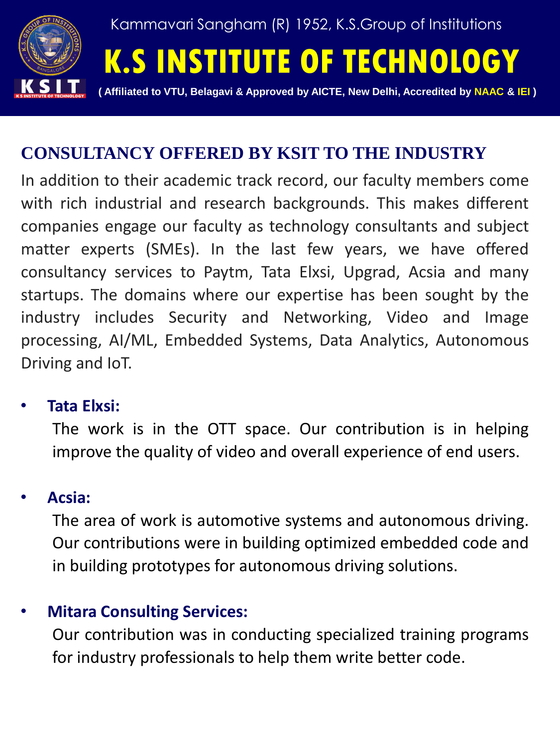Kammavari Sangham (R) 1952, K.S.Group of Institutions

# K.S INSTITUTE OF TECHNOLOGY

( Affiliated to VTU, Belagavi & Approved by AICTE, New Delhi, Accredited by NAAC & IEI )

## CONSULTANCY OFFERED BY KSIT TO THE INDUSTRY

In addition to their academic track record, our faculty members come with rich industrial and research backgrounds. This makes different companies engage our faculty as technology consultants and subject matter experts (SMEs). In the last few years, we have offered consultancy services to Paytm, Tata Elxsi, Upgrad, Acsia and many startups. The domains where our expertise has been sought by the industry includes Security and Networking, Video and Image processing, AI/ML, Embedded Systems, Data Analytics, Autonomous Driving and IoT.

- **Tata Elxsi:**

  The work is in the OTT space. Our contribution is in helping improve the quality of video and overall experience of end users.

- **Acsia:**

  The area of work is automotive systems and autonomous driving. Our contributions were in building optimized embedded code and in building prototypes for autonomous driving solutions.

- **Mitara Consulting Services:**

  Our contribution was in conducting specialized training programs for industry professionals to help them write better code.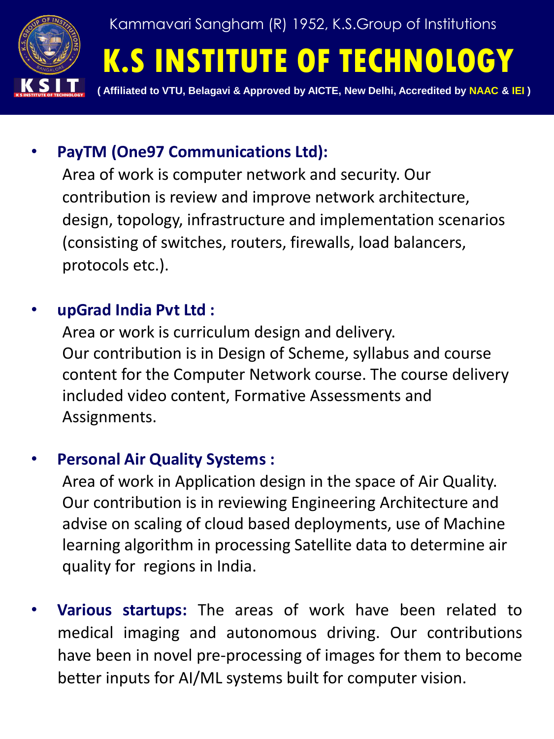- **PayTM (One97 Communications Ltd):**

  Area of work is computer network and security. Our contribution is review and improve network architecture, design, topology, infrastructure and implementation scenarios (consisting of switches, routers, firewalls, load balancers, protocols etc.).

- **upGrad India Pvt Ltd :**

  Area or work is curriculum design and delivery.
  Our contribution is in Design of Scheme, syllabus and course content for the Computer Network course. The course delivery included video content, Formative Assessments and Assignments.

- **Personal Air Quality Systems :**

  Area of work in Application design in the space of Air Quality. Our contribution is in reviewing Engineering Architecture and advise on scaling of cloud based deployments, use of Machine learning algorithm in processing Satellite data to determine air quality for regions in India.

- **Various startups:** The areas of work have been related to medical imaging and autonomous driving. Our contributions have been in novel pre-processing of images for them to become better inputs for AI/ML systems built for computer vision.